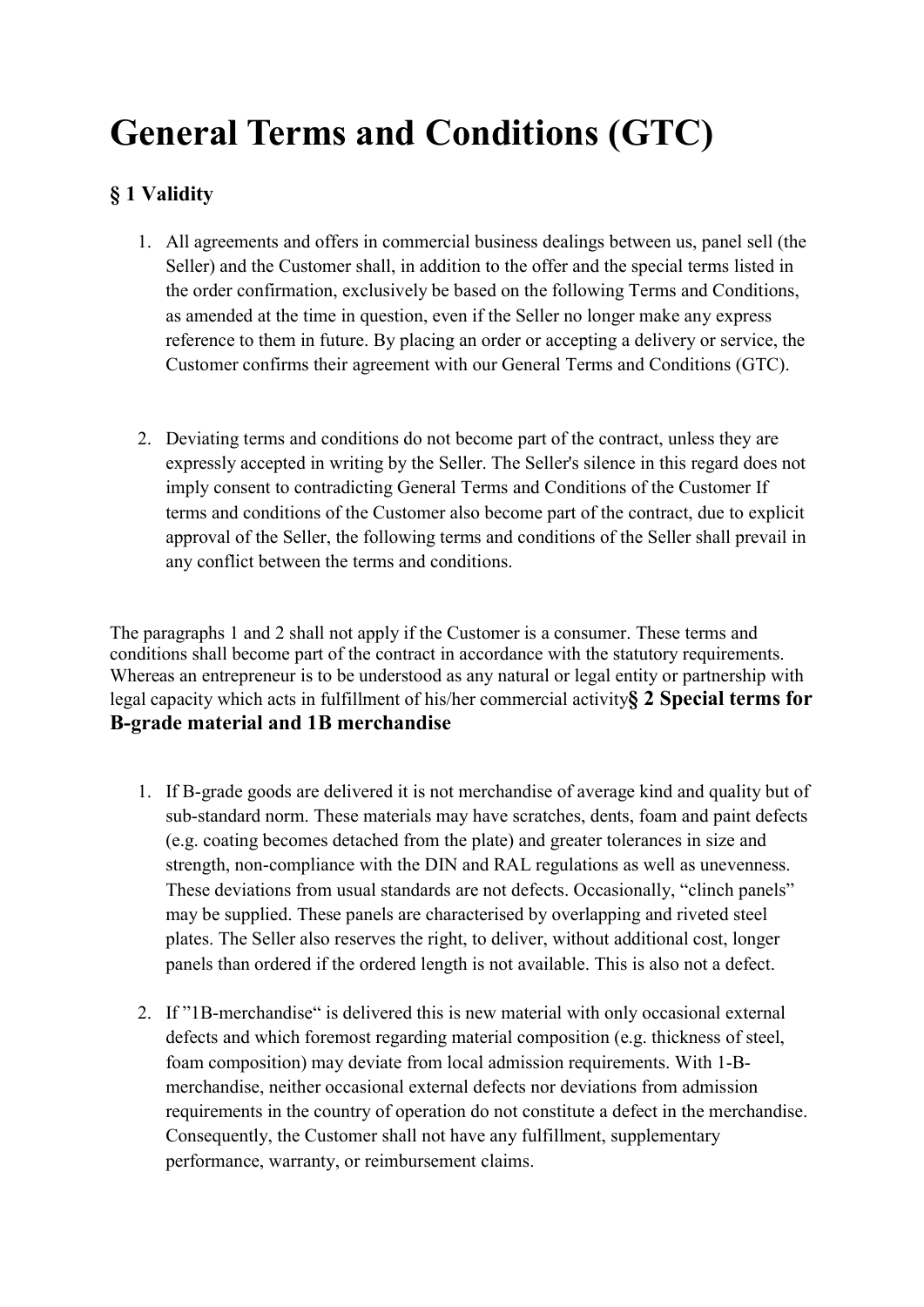# General Terms and Conditions (GTC)

## § 1 Validity

1. All agreements and offers in commercial business dealings between us, panel sell (the Seller) and the Customer shall, in addition to the offer and the special terms listed in the order confirmation, exclusively be based on the following Terms and Conditions, as amended at the time in question, even if the Seller no longer make any express reference to them in future. By placing an order or accepting a delivery or service, the Customer confirms their agreement with our General Terms and Conditions (GTC).

2. Deviating terms and conditions do not become part of the contract, unless they are expressly accepted in writing by the Seller. The Seller's silence in this regard does not imply consent to contradicting General Terms and Conditions of the Customer If terms and conditions of the Customer also become part of the contract, due to explicit approval of the Seller, the following terms and conditions of the Seller shall prevail in any conflict between the terms and conditions.

The paragraphs 1 and 2 shall not apply if the Customer is a consumer. These terms and conditions shall become part of the contract in accordance with the statutory requirements. Whereas an entrepreneur is to be understood as any natural or legal entity or partnership with legal capacity which acts in fulfillment of his/her commercial activity

## § 2 Special terms for B-grade material and 1B merchandise

1. If B-grade goods are delivered it is not merchandise of average kind and quality but of sub-standard norm. These materials may have scratches, dents, foam and paint defects (e.g. coating becomes detached from the plate) and greater tolerances in size and strength, non-compliance with the DIN and RAL regulations as well as unevenness. These deviations from usual standards are not defects. Occasionally, "clinch panels" may be supplied. These panels are characterised by overlapping and riveted steel plates. The Seller also reserves the right, to deliver, without additional cost, longer panels than ordered if the ordered length is not available. This is also not a defect.

2. If "1B-merchandise" is delivered this is new material with only occasional external defects and which foremost regarding material composition (e.g. thickness of steel, foam composition) may deviate from local admission requirements. With 1-B-merchandise, neither occasional external defects nor deviations from admission requirements in the country of operation do not constitute a defect in the merchandise. Consequently, the Customer shall not have any fulfillment, supplementary performance, warranty, or reimbursement claims.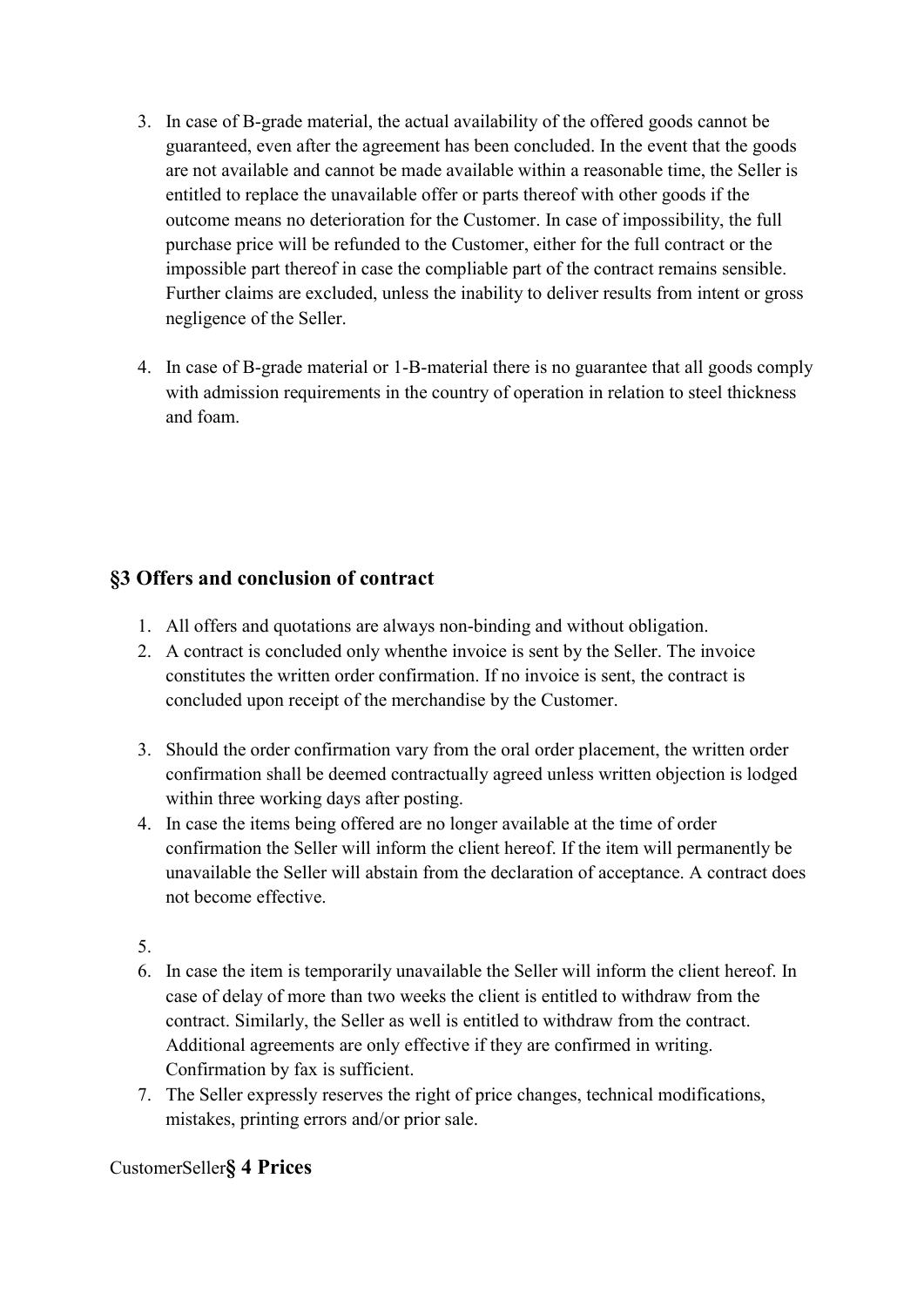3. In case of B-grade material, the actual availability of the offered goods cannot be guaranteed, even after the agreement has been concluded. In the event that the goods are not available and cannot be made available within a reasonable time, the Seller is entitled to replace the unavailable offer or parts thereof with other goods if the outcome means no deterioration for the Customer. In case of impossibility, the full purchase price will be refunded to the Customer, either for the full contract or the impossible part thereof in case the compliable part of the contract remains sensible. Further claims are excluded, unless the inability to deliver results from intent or gross negligence of the Seller.

4. In case of B-grade material or 1-B-material there is no guarantee that all goods comply with admission requirements in the country of operation in relation to steel thickness and foam.

## §3 Offers and conclusion of contract

1. All offers and quotations are always non-binding and without obligation.
2. A contract is concluded only whenthe invoice is sent by the Seller. The invoice constitutes the written order confirmation. If no invoice is sent, the contract is concluded upon receipt of the merchandise by the Customer.

3. Should the order confirmation vary from the oral order placement, the written order confirmation shall be deemed contractually agreed unless written objection is lodged within three working days after posting.
4. In case the items being offered are no longer available at the time of order confirmation the Seller will inform the client hereof. If the item will permanently be unavailable the Seller will abstain from the declaration of acceptance. A contract does not become effective.

5. 
6. In case the item is temporarily unavailable the Seller will inform the client hereof. In case of delay of more than two weeks the client is entitled to withdraw from the contract. Similarly, the Seller as well is entitled to withdraw from the contract. Additional agreements are only effective if they are confirmed in writing. Confirmation by fax is sufficient.
7. The Seller expressly reserves the right of price changes, technical modifications, mistakes, printing errors and/or prior sale.

CustomerSeller**§ 4 Prices**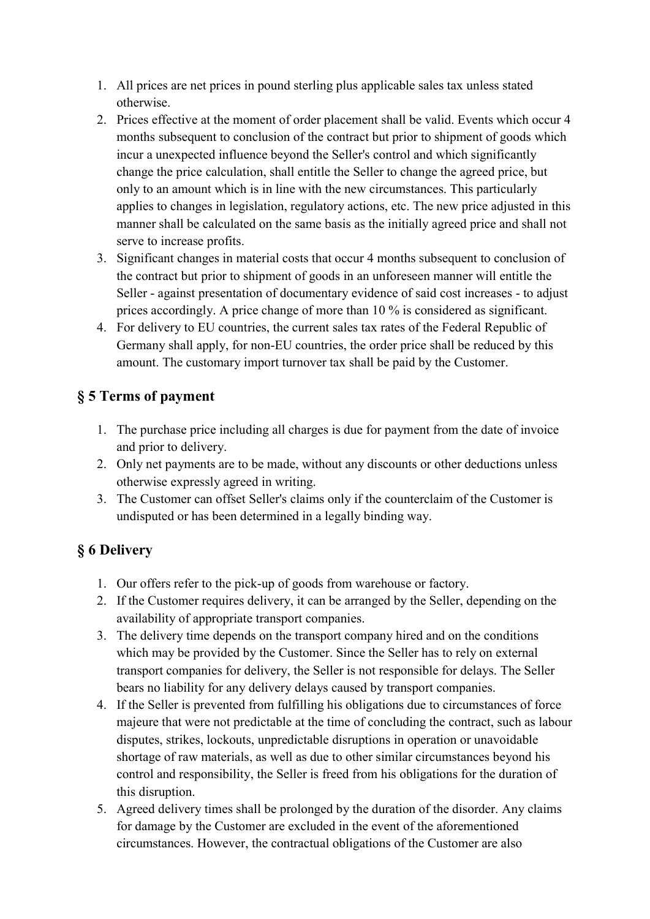1. All prices are net prices in pound sterling plus applicable sales tax unless stated otherwise.
2. Prices effective at the moment of order placement shall be valid. Events which occur 4 months subsequent to conclusion of the contract but prior to shipment of goods which incur a unexpected influence beyond the Seller's control and which significantly change the price calculation, shall entitle the Seller to change the agreed price, but only to an amount which is in line with the new circumstances. This particularly applies to changes in legislation, regulatory actions, etc. The new price adjusted in this manner shall be calculated on the same basis as the initially agreed price and shall not serve to increase profits.
3. Significant changes in material costs that occur 4 months subsequent to conclusion of the contract but prior to shipment of goods in an unforeseen manner will entitle the Seller - against presentation of documentary evidence of said cost increases - to adjust prices accordingly. A price change of more than 10 % is considered as significant.
4. For delivery to EU countries, the current sales tax rates of the Federal Republic of Germany shall apply, for non-EU countries, the order price shall be reduced by this amount. The customary import turnover tax shall be paid by the Customer.

## § 5 Terms of payment

1. The purchase price including all charges is due for payment from the date of invoice and prior to delivery.
2. Only net payments are to be made, without any discounts or other deductions unless otherwise expressly agreed in writing.
3. The Customer can offset Seller's claims only if the counterclaim of the Customer is undisputed or has been determined in a legally binding way.

## § 6 Delivery

1. Our offers refer to the pick-up of goods from warehouse or factory.
2. If the Customer requires delivery, it can be arranged by the Seller, depending on the availability of appropriate transport companies.
3. The delivery time depends on the transport company hired and on the conditions which may be provided by the Customer. Since the Seller has to rely on external transport companies for delivery, the Seller is not responsible for delays. The Seller bears no liability for any delivery delays caused by transport companies.
4. If the Seller is prevented from fulfilling his obligations due to circumstances of force majeure that were not predictable at the time of concluding the contract, such as labour disputes, strikes, lockouts, unpredictable disruptions in operation or unavoidable shortage of raw materials, as well as due to other similar circumstances beyond his control and responsibility, the Seller is freed from his obligations for the duration of this disruption.
5. Agreed delivery times shall be prolonged by the duration of the disorder. Any claims for damage by the Customer are excluded in the event of the aforementioned circumstances. However, the contractual obligations of the Customer are also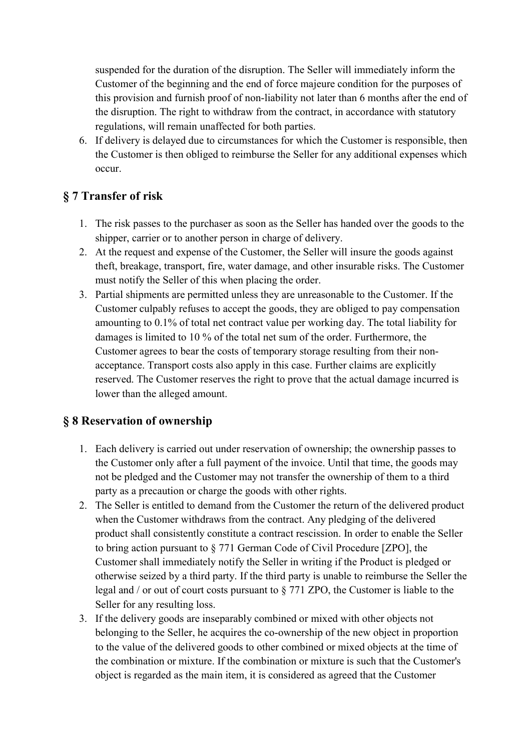suspended for the duration of the disruption. The Seller will immediately inform the Customer of the beginning and the end of force majeure condition for the purposes of this provision and furnish proof of non-liability not later than 6 months after the end of the disruption. The right to withdraw from the contract, in accordance with statutory regulations, will remain unaffected for both parties.

6. If delivery is delayed due to circumstances for which the Customer is responsible, then the Customer is then obliged to reimburse the Seller for any additional expenses which occur.

## § 7 Transfer of risk

1. The risk passes to the purchaser as soon as the Seller has handed over the goods to the shipper, carrier or to another person in charge of delivery.
2. At the request and expense of the Customer, the Seller will insure the goods against theft, breakage, transport, fire, water damage, and other insurable risks. The Customer must notify the Seller of this when placing the order.
3. Partial shipments are permitted unless they are unreasonable to the Customer. If the Customer culpably refuses to accept the goods, they are obliged to pay compensation amounting to 0.1% of total net contract value per working day. The total liability for damages is limited to 10 % of the total net sum of the order. Furthermore, the Customer agrees to bear the costs of temporary storage resulting from their non-acceptance. Transport costs also apply in this case. Further claims are explicitly reserved. The Customer reserves the right to prove that the actual damage incurred is lower than the alleged amount.

## § 8 Reservation of ownership

1. Each delivery is carried out under reservation of ownership; the ownership passes to the Customer only after a full payment of the invoice. Until that time, the goods may not be pledged and the Customer may not transfer the ownership of them to a third party as a precaution or charge the goods with other rights.
2. The Seller is entitled to demand from the Customer the return of the delivered product when the Customer withdraws from the contract. Any pledging of the delivered product shall consistently constitute a contract rescission. In order to enable the Seller to bring action pursuant to § 771 German Code of Civil Procedure [ZPO], the Customer shall immediately notify the Seller in writing if the Product is pledged or otherwise seized by a third party. If the third party is unable to reimburse the Seller the legal and / or out of court costs pursuant to § 771 ZPO, the Customer is liable to the Seller for any resulting loss.
3. If the delivery goods are inseparably combined or mixed with other objects not belonging to the Seller, he acquires the co-ownership of the new object in proportion to the value of the delivered goods to other combined or mixed objects at the time of the combination or mixture. If the combination or mixture is such that the Customer's object is regarded as the main item, it is considered as agreed that the Customer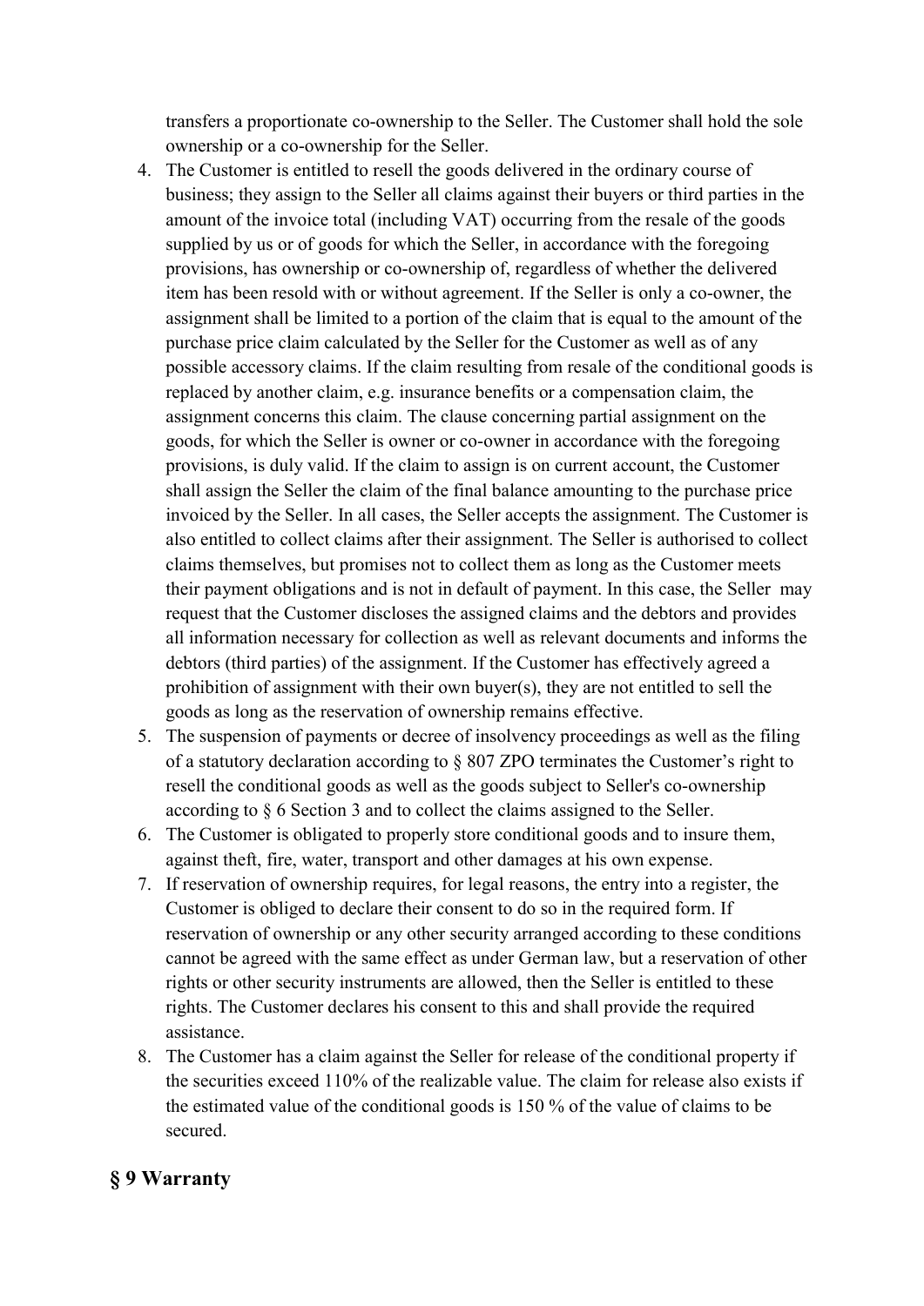transfers a proportionate co-ownership to the Seller. The Customer shall hold the sole ownership or a co-ownership for the Seller.

4. The Customer is entitled to resell the goods delivered in the ordinary course of business; they assign to the Seller all claims against their buyers or third parties in the amount of the invoice total (including VAT) occurring from the resale of the goods supplied by us or of goods for which the Seller, in accordance with the foregoing provisions, has ownership or co-ownership of, regardless of whether the delivered item has been resold with or without agreement. If the Seller is only a co-owner, the assignment shall be limited to a portion of the claim that is equal to the amount of the purchase price claim calculated by the Seller for the Customer as well as of any possible accessory claims. If the claim resulting from resale of the conditional goods is replaced by another claim, e.g. insurance benefits or a compensation claim, the assignment concerns this claim. The clause concerning partial assignment on the goods, for which the Seller is owner or co-owner in accordance with the foregoing provisions, is duly valid. If the claim to assign is on current account, the Customer shall assign the Seller the claim of the final balance amounting to the purchase price invoiced by the Seller. In all cases, the Seller accepts the assignment. The Customer is also entitled to collect claims after their assignment. The Seller is authorised to collect claims themselves, but promises not to collect them as long as the Customer meets their payment obligations and is not in default of payment. In this case, the Seller may request that the Customer discloses the assigned claims and the debtors and provides all information necessary for collection as well as relevant documents and informs the debtors (third parties) of the assignment. If the Customer has effectively agreed a prohibition of assignment with their own buyer(s), they are not entitled to sell the goods as long as the reservation of ownership remains effective.
5. The suspension of payments or decree of insolvency proceedings as well as the filing of a statutory declaration according to § 807 ZPO terminates the Customer's right to resell the conditional goods as well as the goods subject to Seller's co-ownership according to § 6 Section 3 and to collect the claims assigned to the Seller.
6. The Customer is obligated to properly store conditional goods and to insure them, against theft, fire, water, transport and other damages at his own expense.
7. If reservation of ownership requires, for legal reasons, the entry into a register, the Customer is obliged to declare their consent to do so in the required form. If reservation of ownership or any other security arranged according to these conditions cannot be agreed with the same effect as under German law, but a reservation of other rights or other security instruments are allowed, then the Seller is entitled to these rights. The Customer declares his consent to this and shall provide the required assistance.
8. The Customer has a claim against the Seller for release of the conditional property if the securities exceed 110% of the realizable value. The claim for release also exists if the estimated value of the conditional goods is 150 % of the value of claims to be secured.

## § 9 Warranty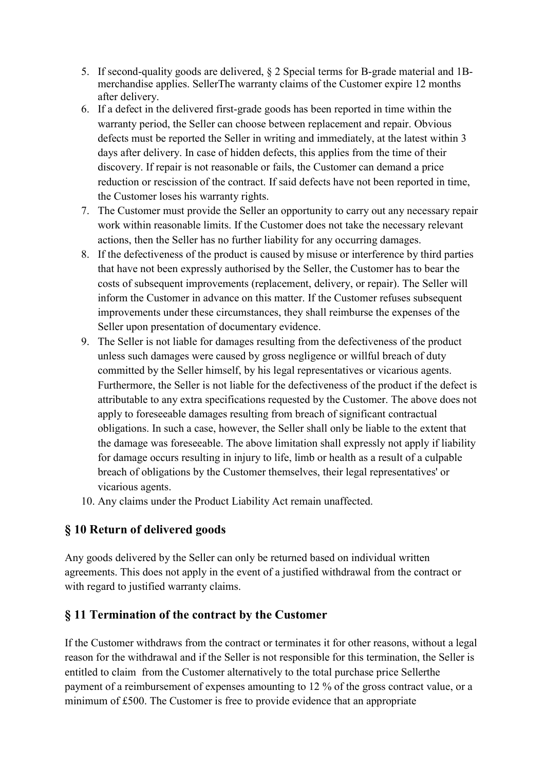5. If second-quality goods are delivered, § 2 Special terms for B-grade material and 1B-merchandise applies. SellerThe warranty claims of the Customer expire 12 months after delivery.
6. If a defect in the delivered first-grade goods has been reported in time within the warranty period, the Seller can choose between replacement and repair. Obvious defects must be reported the Seller in writing and immediately, at the latest within 3 days after delivery. In case of hidden defects, this applies from the time of their discovery. If repair is not reasonable or fails, the Customer can demand a price reduction or rescission of the contract. If said defects have not been reported in time, the Customer loses his warranty rights.
7. The Customer must provide the Seller an opportunity to carry out any necessary repair work within reasonable limits. If the Customer does not take the necessary relevant actions, then the Seller has no further liability for any occurring damages.
8. If the defectiveness of the product is caused by misuse or interference by third parties that have not been expressly authorised by the Seller, the Customer has to bear the costs of subsequent improvements (replacement, delivery, or repair). The Seller will inform the Customer in advance on this matter. If the Customer refuses subsequent improvements under these circumstances, they shall reimburse the expenses of the Seller upon presentation of documentary evidence.
9. The Seller is not liable for damages resulting from the defectiveness of the product unless such damages were caused by gross negligence or willful breach of duty committed by the Seller himself, by his legal representatives or vicarious agents. Furthermore, the Seller is not liable for the defectiveness of the product if the defect is attributable to any extra specifications requested by the Customer. The above does not apply to foreseeable damages resulting from breach of significant contractual obligations. In such a case, however, the Seller shall only be liable to the extent that the damage was foreseeable. The above limitation shall expressly not apply if liability for damage occurs resulting in injury to life, limb or health as a result of a culpable breach of obligations by the Customer themselves, their legal representatives' or vicarious agents.
10. Any claims under the Product Liability Act remain unaffected.

## § 10 Return of delivered goods

Any goods delivered by the Seller can only be returned based on individual written agreements. This does not apply in the event of a justified withdrawal from the contract or with regard to justified warranty claims.

## § 11 Termination of the contract by the Customer

If the Customer withdraws from the contract or terminates it for other reasons, without a legal reason for the withdrawal and if the Seller is not responsible for this termination, the Seller is entitled to claim from the Customer alternatively to the total purchase price Sellerthe payment of a reimbursement of expenses amounting to 12 % of the gross contract value, or a minimum of £500. The Customer is free to provide evidence that an appropriate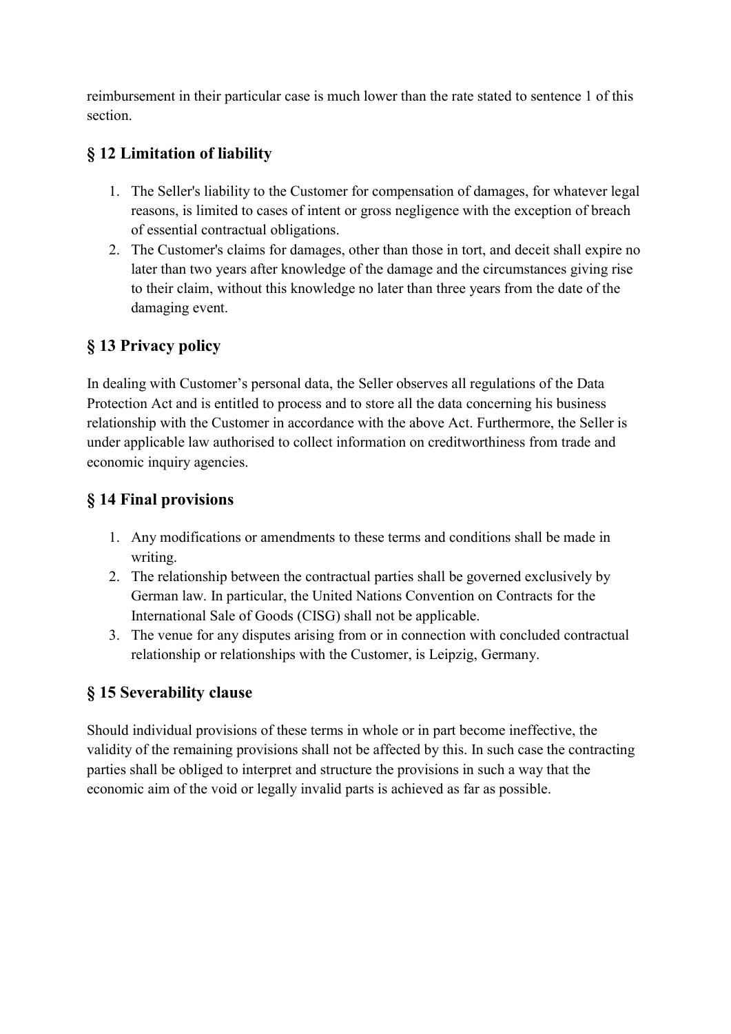reimbursement in their particular case is much lower than the rate stated to sentence 1 of this section.

## § 12 Limitation of liability

1. The Seller's liability to the Customer for compensation of damages, for whatever legal reasons, is limited to cases of intent or gross negligence with the exception of breach of essential contractual obligations.
2. The Customer's claims for damages, other than those in tort, and deceit shall expire no later than two years after knowledge of the damage and the circumstances giving rise to their claim, without this knowledge no later than three years from the date of the damaging event.

## § 13 Privacy policy

In dealing with Customer's personal data, the Seller observes all regulations of the Data Protection Act and is entitled to process and to store all the data concerning his business relationship with the Customer in accordance with the above Act. Furthermore, the Seller is under applicable law authorised to collect information on creditworthiness from trade and economic inquiry agencies.

## § 14 Final provisions

1. Any modifications or amendments to these terms and conditions shall be made in writing.
2. The relationship between the contractual parties shall be governed exclusively by German law. In particular, the United Nations Convention on Contracts for the International Sale of Goods (CISG) shall not be applicable.
3. The venue for any disputes arising from or in connection with concluded contractual relationship or relationships with the Customer, is Leipzig, Germany.

## § 15 Severability clause

Should individual provisions of these terms in whole or in part become ineffective, the validity of the remaining provisions shall not be affected by this. In such case the contracting parties shall be obliged to interpret and structure the provisions in such a way that the economic aim of the void or legally invalid parts is achieved as far as possible.